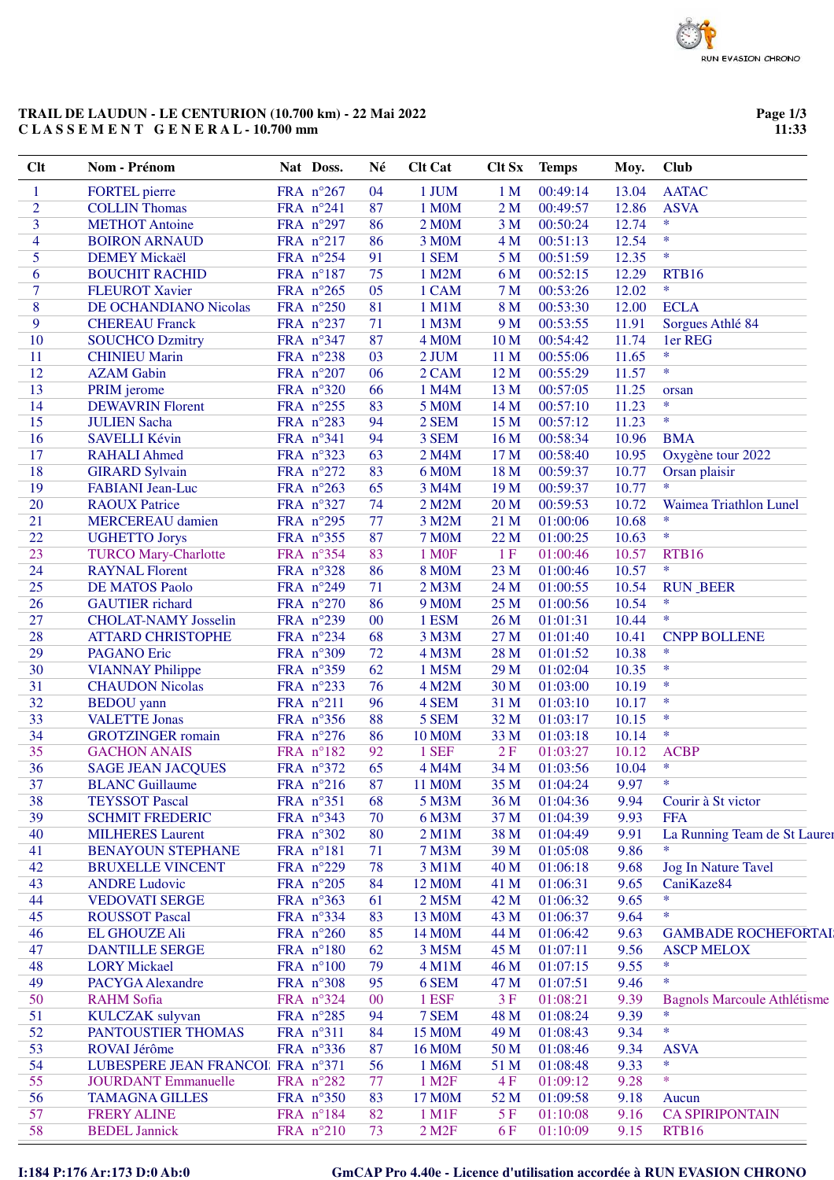# TRAIL DE LAUDUN - LE CENTURION (10.700 km) - 22 Mai 2022

## C L A S S E M E N T   G E N E R A L - 10.700 mm

| Clt | Nom - Prénom | Nat | Doss. | Né | Clt Cat | Clt Sx | Temps | Moy. | Club |
|---|---|---|---|---|---|---|---|---|---|
| 1 | FORTEL pierre | FRA | n°267 | 04 | 1 JUM | 1 M | 00:49:14 | 13.04 | AATAC |
| 2 | COLLIN Thomas | FRA | n°241 | 87 | 1 M0M | 2 M | 00:49:57 | 12.86 | ASVA |
| 3 | METHOT Antoine | FRA | n°297 | 86 | 2 M0M | 3 M | 00:50:24 | 12.74 | * |
| 4 | BOIRON ARNAUD | FRA | n°217 | 86 | 3 M0M | 4 M | 00:51:13 | 12.54 | * |
| 5 | DEMEY Mickaël | FRA | n°254 | 91 | 1 SEM | 5 M | 00:51:59 | 12.35 | * |
| 6 | BOUCHIT RACHID | FRA | n°187 | 75 | 1 M2M | 6 M | 00:52:15 | 12.29 | RTB16 |
| 7 | FLEUROT Xavier | FRA | n°265 | 05 | 1 CAM | 7 M | 00:53:26 | 12.02 | * |
| 8 | DE OCHANDIANO Nicolas | FRA | n°250 | 81 | 1 M1M | 8 M | 00:53:30 | 12.00 | ECLA |
| 9 | CHEREAU Franck | FRA | n°237 | 71 | 1 M3M | 9 M | 00:53:55 | 11.91 | Sorgues Athlé 84 |
| 10 | SOUCHCO Dzmitry | FRA | n°347 | 87 | 4 M0M | 10 M | 00:54:42 | 11.74 | 1er REG |
| 11 | CHINIEU Marin | FRA | n°238 | 03 | 2 JUM | 11 M | 00:55:06 | 11.65 | * |
| 12 | AZAM Gabin | FRA | n°207 | 06 | 2 CAM | 12 M | 00:55:29 | 11.57 | * |
| 13 | PRIM jerome | FRA | n°320 | 66 | 1 M4M | 13 M | 00:57:05 | 11.25 | orsan |
| 14 | DEWAVRIN Florent | FRA | n°255 | 83 | 5 M0M | 14 M | 00:57:10 | 11.23 | * |
| 15 | JULIEN Sacha | FRA | n°283 | 94 | 2 SEM | 15 M | 00:57:12 | 11.23 | * |
| 16 | SAVELLI Kévin | FRA | n°341 | 94 | 3 SEM | 16 M | 00:58:34 | 10.96 | BMA |
| 17 | RAHALI Ahmed | FRA | n°323 | 63 | 2 M4M | 17 M | 00:58:40 | 10.95 | Oxygène tour 2022 |
| 18 | GIRARD Sylvain | FRA | n°272 | 83 | 6 M0M | 18 M | 00:59:37 | 10.77 | Orsan plaisir |
| 19 | FABIANI Jean-Luc | FRA | n°263 | 65 | 3 M4M | 19 M | 00:59:37 | 10.77 | * |
| 20 | RAOUX Patrice | FRA | n°327 | 74 | 2 M2M | 20 M | 00:59:53 | 10.72 | Waimea Triathlon Lunel |
| 21 | MERCEREAU damien | FRA | n°295 | 77 | 3 M2M | 21 M | 01:00:06 | 10.68 | * |
| 22 | UGHETTO Jorys | FRA | n°355 | 87 | 7 M0M | 22 M | 01:00:25 | 10.63 | * |
| 23 | TURCO Mary-Charlotte | FRA | n°354 | 83 | 1 M0F | 1 F | 01:00:46 | 10.57 | RTB16 |
| 24 | RAYNAL Florent | FRA | n°328 | 86 | 8 M0M | 23 M | 01:00:46 | 10.57 | * |
| 25 | DE MATOS Paolo | FRA | n°249 | 71 | 2 M3M | 24 M | 01:00:55 | 10.54 | RUN _BEER |
| 26 | GAUTIER richard | FRA | n°270 | 86 | 9 M0M | 25 M | 01:00:56 | 10.54 | * |
| 27 | CHOLAT-NAMY Josselin | FRA | n°239 | 00 | 1 ESM | 26 M | 01:01:31 | 10.44 | * |
| 28 | ATTARD CHRISTOPHE | FRA | n°234 | 68 | 3 M3M | 27 M | 01:01:40 | 10.41 | CNPP BOLLENE |
| 29 | PAGANO Eric | FRA | n°309 | 72 | 4 M3M | 28 M | 01:01:52 | 10.38 | * |
| 30 | VIANNAY Philippe | FRA | n°359 | 62 | 1 M5M | 29 M | 01:02:04 | 10.35 | * |
| 31 | CHAUDON Nicolas | FRA | n°233 | 76 | 4 M2M | 30 M | 01:03:00 | 10.19 | * |
| 32 | BEDOU yann | FRA | n°211 | 96 | 4 SEM | 31 M | 01:03:10 | 10.17 | * |
| 33 | VALETTE Jonas | FRA | n°356 | 88 | 5 SEM | 32 M | 01:03:17 | 10.15 | * |
| 34 | GROTZINGER romain | FRA | n°276 | 86 | 10 M0M | 33 M | 01:03:18 | 10.14 | * |
| 35 | GACHON ANAIS | FRA | n°182 | 92 | 1 SEF | 2 F | 01:03:27 | 10.12 | ACBP |
| 36 | SAGE JEAN JACQUES | FRA | n°372 | 65 | 4 M4M | 34 M | 01:03:56 | 10.04 | * |
| 37 | BLANC Guillaume | FRA | n°216 | 87 | 11 M0M | 35 M | 01:04:24 | 9.97 | * |
| 38 | TEYSSOT Pascal | FRA | n°351 | 68 | 5 M3M | 36 M | 01:04:36 | 9.94 | Courir à St victor |
| 39 | SCHMIT FREDERIC | FRA | n°343 | 70 | 6 M3M | 37 M | 01:04:39 | 9.93 | FFA |
| 40 | MILHERES Laurent | FRA | n°302 | 80 | 2 M1M | 38 M | 01:04:49 | 9.91 | La Running Team de St Lauren |
| 41 | BENAYOUN STEPHANE | FRA | n°181 | 71 | 7 M3M | 39 M | 01:05:08 | 9.86 | * |
| 42 | BRUXELLE VINCENT | FRA | n°229 | 78 | 3 M1M | 40 M | 01:06:18 | 9.68 | Jog In Nature Tavel |
| 43 | ANDRE Ludovic | FRA | n°205 | 84 | 12 M0M | 41 M | 01:06:31 | 9.65 | CaniKaze84 |
| 44 | VEDOVATI SERGE | FRA | n°363 | 61 | 2 M5M | 42 M | 01:06:32 | 9.65 | * |
| 45 | ROUSSOT Pascal | FRA | n°334 | 83 | 13 M0M | 43 M | 01:06:37 | 9.64 | * |
| 46 | EL GHOUZE Ali | FRA | n°260 | 85 | 14 M0M | 44 M | 01:06:42 | 9.63 | GAMBADE ROCHEFORTAI |
| 47 | DANTILLE SERGE | FRA | n°180 | 62 | 3 M5M | 45 M | 01:07:11 | 9.56 | ASCP MELOX |
| 48 | LORY Mickael | FRA | n°100 | 79 | 4 M1M | 46 M | 01:07:15 | 9.55 | * |
| 49 | PACYGA Alexandre | FRA | n°308 | 95 | 6 SEM | 47 M | 01:07:51 | 9.46 | * |
| 50 | RAHM Sofia | FRA | n°324 | 00 | 1 ESF | 3 F | 01:08:21 | 9.39 | Bagnols Marcoule Athlétisme |
| 51 | KULCZAK sulyvan | FRA | n°285 | 94 | 7 SEM | 48 M | 01:08:24 | 9.39 | * |
| 52 | PANTOUSTIER THOMAS | FRA | n°311 | 84 | 15 M0M | 49 M | 01:08:43 | 9.34 | * |
| 53 | ROVAI Jérôme | FRA | n°336 | 87 | 16 M0M | 50 M | 01:08:46 | 9.34 | ASVA |
| 54 | LUBESPERE JEAN FRANCOI | FRA | n°371 | 56 | 1 M6M | 51 M | 01:08:48 | 9.33 | * |
| 55 | JOURDANT Emmanuelle | FRA | n°282 | 77 | 1 M2F | 4 F | 01:09:12 | 9.28 | * |
| 56 | TAMAGNA GILLES | FRA | n°350 | 83 | 17 M0M | 52 M | 01:09:58 | 9.18 | Aucun |
| 57 | FRERY ALINE | FRA | n°184 | 82 | 1 M1F | 5 F | 01:10:08 | 9.16 | CA SPIRIPONTAIN |
| 58 | BEDEL Jannick | FRA | n°210 | 73 | 2 M2F | 6 F | 01:10:09 | 9.15 | RTB16 |

I:184 P:176 Ar:173 D:0 Ab:0

GmCAP Pro 4.40e - Licence d'utilisation accordée à RUN EVASION CHRONO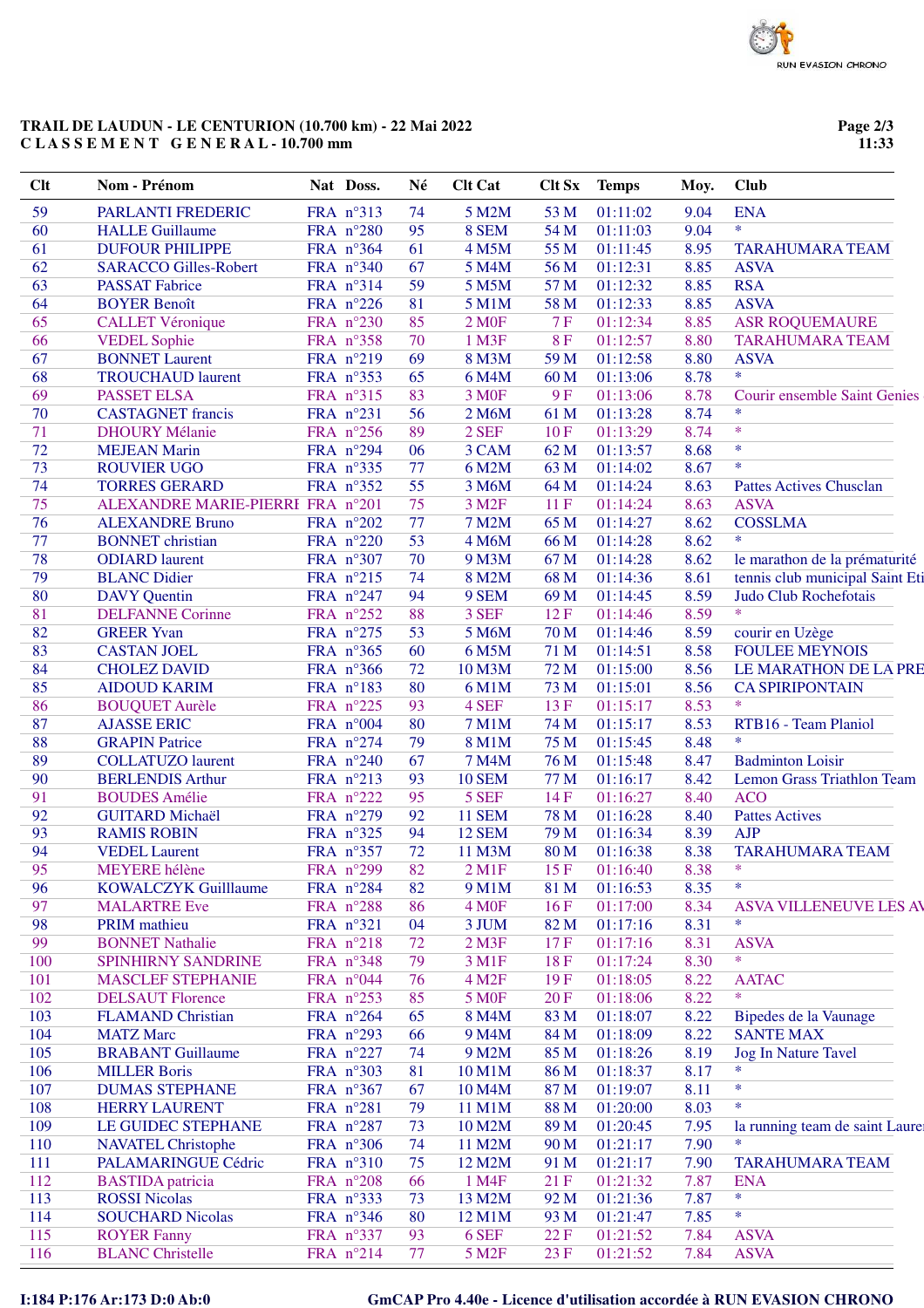**TRAIL DE LAUDUN - LE CENTURION (10.700 km) - 22 Mai 2022**
**C L A S S E M E N T   G E N E R A L - 10.700 mm**

| Clt | Nom - Prénom | Nat | Doss. | Né | Clt Cat | Clt Sx | Temps | Moy. | Club |
|---|---|---|---|---|---|---|---|---|---|
| 59 | PARLANTI FREDERIC | FRA | n°313 | 74 | 5 M2M | 53 M | 01:11:02 | 9.04 | ENA |
| 60 | HALLE Guillaume | FRA | n°280 | 95 | 8 SEM | 54 M | 01:11:03 | 9.04 | * |
| 61 | DUFOUR PHILIPPE | FRA | n°364 | 61 | 4 M5M | 55 M | 01:11:45 | 8.95 | TARAHUMARA TEAM |
| 62 | SARACCO Gilles-Robert | FRA | n°340 | 67 | 5 M4M | 56 M | 01:12:31 | 8.85 | ASVA |
| 63 | PASSAT Fabrice | FRA | n°314 | 59 | 5 M5M | 57 M | 01:12:32 | 8.85 | RSA |
| 64 | BOYER Benoît | FRA | n°226 | 81 | 5 M1M | 58 M | 01:12:33 | 8.85 | ASVA |
| 65 | CALLET Véronique | FRA | n°230 | 85 | 2 M0F | 7 F | 01:12:34 | 8.85 | ASR ROQUEMAURE |
| 66 | VEDEL Sophie | FRA | n°358 | 70 | 1 M3F | 8 F | 01:12:57 | 8.80 | TARAHUMARA TEAM |
| 67 | BONNET Laurent | FRA | n°219 | 69 | 8 M3M | 59 M | 01:12:58 | 8.80 | ASVA |
| 68 | TROUCHAUD laurent | FRA | n°353 | 65 | 6 M4M | 60 M | 01:13:06 | 8.78 | * |
| 69 | PASSET ELSA | FRA | n°315 | 83 | 3 M0F | 9 F | 01:13:06 | 8.78 | Courir ensemble Saint Genies |
| 70 | CASTAGNET francis | FRA | n°231 | 56 | 2 M6M | 61 M | 01:13:28 | 8.74 | * |
| 71 | DHOURY Mélanie | FRA | n°256 | 89 | 2 SEF | 10 F | 01:13:29 | 8.74 | * |
| 72 | MEJEAN Marin | FRA | n°294 | 06 | 3 CAM | 62 M | 01:13:57 | 8.68 | * |
| 73 | ROUVIER UGO | FRA | n°335 | 77 | 6 M2M | 63 M | 01:14:02 | 8.67 | * |
| 74 | TORRES GERARD | FRA | n°352 | 55 | 3 M6M | 64 M | 01:14:24 | 8.63 | Pattes Actives Chusclan |
| 75 | ALEXANDRE MARIE-PIERRI | FRA | n°201 | 75 | 3 M2F | 11 F | 01:14:24 | 8.63 | ASVA |
| 76 | ALEXANDRE Bruno | FRA | n°202 | 77 | 7 M2M | 65 M | 01:14:27 | 8.62 | COSSLMA |
| 77 | BONNET christian | FRA | n°220 | 53 | 4 M6M | 66 M | 01:14:28 | 8.62 | * |
| 78 | ODIARD laurent | FRA | n°307 | 70 | 9 M3M | 67 M | 01:14:28 | 8.62 | le marathon de la prématurité |
| 79 | BLANC Didier | FRA | n°215 | 74 | 8 M2M | 68 M | 01:14:36 | 8.61 | tennis club municipal Saint Eti |
| 80 | DAVY Quentin | FRA | n°247 | 94 | 9 SEM | 69 M | 01:14:45 | 8.59 | Judo Club Rochefotais |
| 81 | DELFANNE Corinne | FRA | n°252 | 88 | 3 SEF | 12 F | 01:14:46 | 8.59 | * |
| 82 | GREER Yvan | FRA | n°275 | 53 | 5 M6M | 70 M | 01:14:46 | 8.59 | courir en Uzège |
| 83 | CASTAN JOEL | FRA | n°365 | 60 | 6 M5M | 71 M | 01:14:51 | 8.58 | FOULEE MEYNOIS |
| 84 | CHOLEZ DAVID | FRA | n°366 | 72 | 10 M3M | 72 M | 01:15:00 | 8.56 | LE MARATHON DE LA PRE |
| 85 | AIDOUD KARIM | FRA | n°183 | 80 | 6 M1M | 73 M | 01:15:01 | 8.56 | CA SPIRIPONTAIN |
| 86 | BOUQUET Aurèle | FRA | n°225 | 93 | 4 SEF | 13 F | 01:15:17 | 8.53 | * |
| 87 | AJASSE ERIC | FRA | n°004 | 80 | 7 M1M | 74 M | 01:15:17 | 8.53 | RTB16 - Team Planiol |
| 88 | GRAPIN Patrice | FRA | n°274 | 79 | 8 M1M | 75 M | 01:15:45 | 8.48 | * |
| 89 | COLLATUZO laurent | FRA | n°240 | 67 | 7 M4M | 76 M | 01:15:48 | 8.47 | Badminton Loisir |
| 90 | BERLENDIS Arthur | FRA | n°213 | 93 | 10 SEM | 77 M | 01:16:17 | 8.42 | Lemon Grass Triathlon Team |
| 91 | BOUDES Amélie | FRA | n°222 | 95 | 5 SEF | 14 F | 01:16:27 | 8.40 | ACO |
| 92 | GUITARD Michaël | FRA | n°279 | 92 | 11 SEM | 78 M | 01:16:28 | 8.40 | Pattes Actives |
| 93 | RAMIS ROBIN | FRA | n°325 | 94 | 12 SEM | 79 M | 01:16:34 | 8.39 | AJP |
| 94 | VEDEL Laurent | FRA | n°357 | 72 | 11 M3M | 80 M | 01:16:38 | 8.38 | TARAHUMARA TEAM |
| 95 | MEYERE hélène | FRA | n°299 | 82 | 2 M1F | 15 F | 01:16:40 | 8.38 | * |
| 96 | KOWALCZYK Guilllaume | FRA | n°284 | 82 | 9 M1M | 81 M | 01:16:53 | 8.35 | * |
| 97 | MALARTRE Eve | FRA | n°288 | 86 | 4 M0F | 16 F | 01:17:00 | 8.34 | ASVA VILLENEUVE LES AV |
| 98 | PRIM mathieu | FRA | n°321 | 04 | 3 JUM | 82 M | 01:17:16 | 8.31 | * |
| 99 | BONNET Nathalie | FRA | n°218 | 72 | 2 M3F | 17 F | 01:17:16 | 8.31 | ASVA |
| 100 | SPINHIRNY SANDRINE | FRA | n°348 | 79 | 3 M1F | 18 F | 01:17:24 | 8.30 | * |
| 101 | MASCLEF STEPHANIE | FRA | n°044 | 76 | 4 M2F | 19 F | 01:18:05 | 8.22 | AATAC |
| 102 | DELSAUT Florence | FRA | n°253 | 85 | 5 M0F | 20 F | 01:18:06 | 8.22 | * |
| 103 | FLAMAND Christian | FRA | n°264 | 65 | 8 M4M | 83 M | 01:18:07 | 8.22 | Bipedes de la Vaunage |
| 104 | MATZ Marc | FRA | n°293 | 66 | 9 M4M | 84 M | 01:18:09 | 8.22 | SANTE MAX |
| 105 | BRABANT Guillaume | FRA | n°227 | 74 | 9 M2M | 85 M | 01:18:26 | 8.19 | Jog In Nature Tavel |
| 106 | MILLER Boris | FRA | n°303 | 81 | 10 M1M | 86 M | 01:18:37 | 8.17 | * |
| 107 | DUMAS STEPHANE | FRA | n°367 | 67 | 10 M4M | 87 M | 01:19:07 | 8.11 | * |
| 108 | HERRY LAURENT | FRA | n°281 | 79 | 11 M1M | 88 M | 01:20:00 | 8.03 | * |
| 109 | LE GUIDEC STEPHANE | FRA | n°287 | 73 | 10 M2M | 89 M | 01:20:45 | 7.95 | la running team de saint Lauren |
| 110 | NAVATEL Christophe | FRA | n°306 | 74 | 11 M2M | 90 M | 01:21:17 | 7.90 | * |
| 111 | PALAMARINGUE Cédric | FRA | n°310 | 75 | 12 M2M | 91 M | 01:21:17 | 7.90 | TARAHUMARA TEAM |
| 112 | BASTIDA patricia | FRA | n°208 | 66 | 1 M4F | 21 F | 01:21:32 | 7.87 | ENA |
| 113 | ROSSI Nicolas | FRA | n°333 | 73 | 13 M2M | 92 M | 01:21:36 | 7.87 | * |
| 114 | SOUCHARD Nicolas | FRA | n°346 | 80 | 12 M1M | 93 M | 01:21:47 | 7.85 | * |
| 115 | ROYER Fanny | FRA | n°337 | 93 | 6 SEF | 22 F | 01:21:52 | 7.84 | ASVA |
| 116 | BLANC Christelle | FRA | n°214 | 77 | 5 M2F | 23 F | 01:21:52 | 7.84 | ASVA |

I:184 P:176 Ar:173 D:0 Ab:0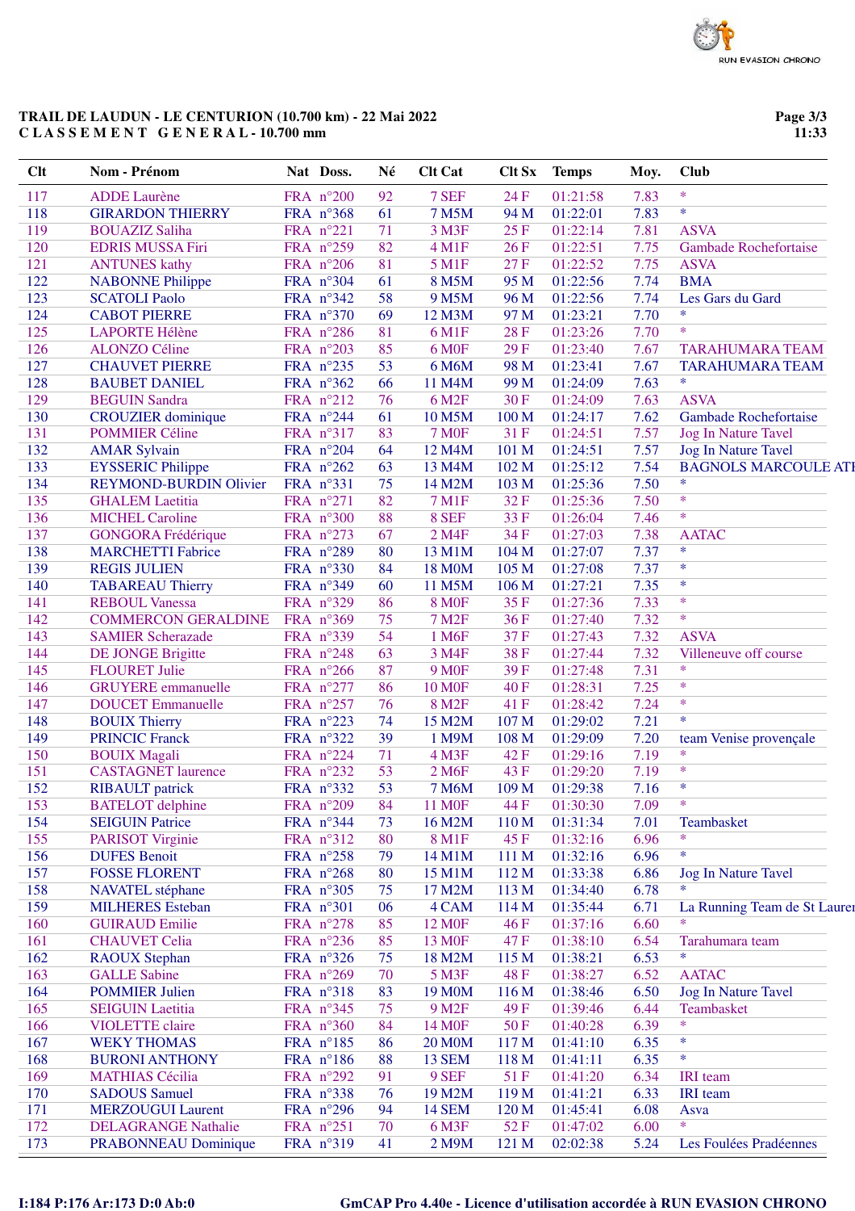**TRAIL DE LAUDUN - LE CENTURION (10.700 km) - 22 Mai 2022**
**C L A S S E M E N T G E N E R A L - 10.700 mm**

| Clt | Nom - Prénom | Nat | Doss. | Né | Clt Cat | Clt Sx | Temps | Moy. | Club |
|---|---|---|---|---|---|---|---|---|---|
| 117 | ADDE Laurène | FRA | n°200 | 92 | 7 SEF | 24 F | 01:21:58 | 7.83 | * |
| 118 | GIRARDON THIERRY | FRA | n°368 | 61 | 7 M5M | 94 M | 01:22:01 | 7.83 | * |
| 119 | BOUAZIZ Saliha | FRA | n°221 | 71 | 3 M3F | 25 F | 01:22:14 | 7.81 | ASVA |
| 120 | EDRIS MUSSA Firi | FRA | n°259 | 82 | 4 M1F | 26 F | 01:22:51 | 7.75 | Gambade Rochefortaise |
| 121 | ANTUNES kathy | FRA | n°206 | 81 | 5 M1F | 27 F | 01:22:52 | 7.75 | ASVA |
| 122 | NABONNE Philippe | FRA | n°304 | 61 | 8 M5M | 95 M | 01:22:56 | 7.74 | BMA |
| 123 | SCATOLI Paolo | FRA | n°342 | 58 | 9 M5M | 96 M | 01:22:56 | 7.74 | Les Gars du Gard |
| 124 | CABOT PIERRE | FRA | n°370 | 69 | 12 M3M | 97 M | 01:23:21 | 7.70 | * |
| 125 | LAPORTE Hélène | FRA | n°286 | 81 | 6 M1F | 28 F | 01:23:26 | 7.70 | * |
| 126 | ALONZO Céline | FRA | n°203 | 85 | 6 M0F | 29 F | 01:23:40 | 7.67 | TARAHUMARA TEAM |
| 127 | CHAUVET PIERRE | FRA | n°235 | 53 | 6 M6M | 98 M | 01:23:41 | 7.67 | TARAHUMARA TEAM |
| 128 | BAUBET DANIEL | FRA | n°362 | 66 | 11 M4M | 99 M | 01:24:09 | 7.63 | * |
| 129 | BEGUIN Sandra | FRA | n°212 | 76 | 6 M2F | 30 F | 01:24:09 | 7.63 | ASVA |
| 130 | CROUZIER dominique | FRA | n°244 | 61 | 10 M5M | 100 M | 01:24:17 | 7.62 | Gambade Rochefortaise |
| 131 | POMMIER Céline | FRA | n°317 | 83 | 7 M0F | 31 F | 01:24:51 | 7.57 | Jog In Nature Tavel |
| 132 | AMAR Sylvain | FRA | n°204 | 64 | 12 M4M | 101 M | 01:24:51 | 7.57 | Jog In Nature Tavel |
| 133 | EYSSERIC Philippe | FRA | n°262 | 63 | 13 M4M | 102 M | 01:25:12 | 7.54 | BAGNOLS MARCOULE ATH |
| 134 | REYMOND-BURDIN Olivier | FRA | n°331 | 75 | 14 M2M | 103 M | 01:25:36 | 7.50 | * |
| 135 | GHALEM Laetitia | FRA | n°271 | 82 | 7 M1F | 32 F | 01:25:36 | 7.50 | * |
| 136 | MICHEL Caroline | FRA | n°300 | 88 | 8 SEF | 33 F | 01:26:04 | 7.46 | * |
| 137 | GONGORA Frédérique | FRA | n°273 | 67 | 2 M4F | 34 F | 01:27:03 | 7.38 | AATAC |
| 138 | MARCHETTI Fabrice | FRA | n°289 | 80 | 13 M1M | 104 M | 01:27:07 | 7.37 | * |
| 139 | REGIS JULIEN | FRA | n°330 | 84 | 18 M0M | 105 M | 01:27:08 | 7.37 | * |
| 140 | TABAREAU Thierry | FRA | n°349 | 60 | 11 M5M | 106 M | 01:27:21 | 7.35 | * |
| 141 | REBOUL Vanessa | FRA | n°329 | 86 | 8 M0F | 35 F | 01:27:36 | 7.33 | * |
| 142 | COMMERCON GERALDINE | FRA | n°369 | 75 | 7 M2F | 36 F | 01:27:40 | 7.32 | * |
| 143 | SAMIER Scherazade | FRA | n°339 | 54 | 1 M6F | 37 F | 01:27:43 | 7.32 | ASVA |
| 144 | DE JONGE Brigitte | FRA | n°248 | 63 | 3 M4F | 38 F | 01:27:44 | 7.32 | Villeneuve off course |
| 145 | FLOURET Julie | FRA | n°266 | 87 | 9 M0F | 39 F | 01:27:48 | 7.31 | * |
| 146 | GRUYERE emmanuelle | FRA | n°277 | 86 | 10 M0F | 40 F | 01:28:31 | 7.25 | * |
| 147 | DOUCET Emmanuelle | FRA | n°257 | 76 | 8 M2F | 41 F | 01:28:42 | 7.24 | * |
| 148 | BOUIX Thierry | FRA | n°223 | 74 | 15 M2M | 107 M | 01:29:02 | 7.21 | * |
| 149 | PRINCIC Franck | FRA | n°322 | 39 | 1 M9M | 108 M | 01:29:09 | 7.20 | team Venise provençale |
| 150 | BOUIX Magali | FRA | n°224 | 71 | 4 M3F | 42 F | 01:29:16 | 7.19 | * |
| 151 | CASTAGNET laurence | FRA | n°232 | 53 | 2 M6F | 43 F | 01:29:20 | 7.19 | * |
| 152 | RIBAULT patrick | FRA | n°332 | 53 | 7 M6M | 109 M | 01:29:38 | 7.16 | * |
| 153 | BATELOT delphine | FRA | n°209 | 84 | 11 M0F | 44 F | 01:30:30 | 7.09 | * |
| 154 | SEIGUIN Patrice | FRA | n°344 | 73 | 16 M2M | 110 M | 01:31:34 | 7.01 | Teambasket |
| 155 | PARISOT Virginie | FRA | n°312 | 80 | 8 M1F | 45 F | 01:32:16 | 6.96 | * |
| 156 | DUFES Benoit | FRA | n°258 | 79 | 14 M1M | 111 M | 01:32:16 | 6.96 | * |
| 157 | FOSSE FLORENT | FRA | n°268 | 80 | 15 M1M | 112 M | 01:33:38 | 6.86 | Jog In Nature Tavel |
| 158 | NAVATEL stéphane | FRA | n°305 | 75 | 17 M2M | 113 M | 01:34:40 | 6.78 | * |
| 159 | MILHERES Esteban | FRA | n°301 | 06 | 4 CAM | 114 M | 01:35:44 | 6.71 | La Running Team de St Lauren |
| 160 | GUIRAUD Emilie | FRA | n°278 | 85 | 12 M0F | 46 F | 01:37:16 | 6.60 | * |
| 161 | CHAUVET Celia | FRA | n°236 | 85 | 13 M0F | 47 F | 01:38:10 | 6.54 | Tarahumara team |
| 162 | RAOUX Stephan | FRA | n°326 | 75 | 18 M2M | 115 M | 01:38:21 | 6.53 | * |
| 163 | GALLE Sabine | FRA | n°269 | 70 | 5 M3F | 48 F | 01:38:27 | 6.52 | AATAC |
| 164 | POMMIER Julien | FRA | n°318 | 83 | 19 M0M | 116 M | 01:38:46 | 6.50 | Jog In Nature Tavel |
| 165 | SEIGUIN Laetitia | FRA | n°345 | 75 | 9 M2F | 49 F | 01:39:46 | 6.44 | Teambasket |
| 166 | VIOLETTE claire | FRA | n°360 | 84 | 14 M0F | 50 F | 01:40:28 | 6.39 | * |
| 167 | WEKY THOMAS | FRA | n°185 | 86 | 20 M0M | 117 M | 01:41:10 | 6.35 | * |
| 168 | BURONI ANTHONY | FRA | n°186 | 88 | 13 SEM | 118 M | 01:41:11 | 6.35 | * |
| 169 | MATHIAS Cécilia | FRA | n°292 | 91 | 9 SEF | 51 F | 01:41:20 | 6.34 | IRI team |
| 170 | SADOUS Samuel | FRA | n°338 | 76 | 19 M2M | 119 M | 01:41:21 | 6.33 | IRI team |
| 171 | MERZOUGUI Laurent | FRA | n°296 | 94 | 14 SEM | 120 M | 01:45:41 | 6.08 | Asva |
| 172 | DELAGRANGE Nathalie | FRA | n°251 | 70 | 6 M3F | 52 F | 01:47:02 | 6.00 | * |
| 173 | PRABONNEAU Dominique | FRA | n°319 | 41 | 2 M9M | 121 M | 02:02:38 | 5.24 | Les Foulées Pradéennes |

I:184 P:176 Ar:173 D:0 Ab:0

GmCAP Pro 4.40e - Licence d'utilisation accordée à RUN EVASION CHRONO